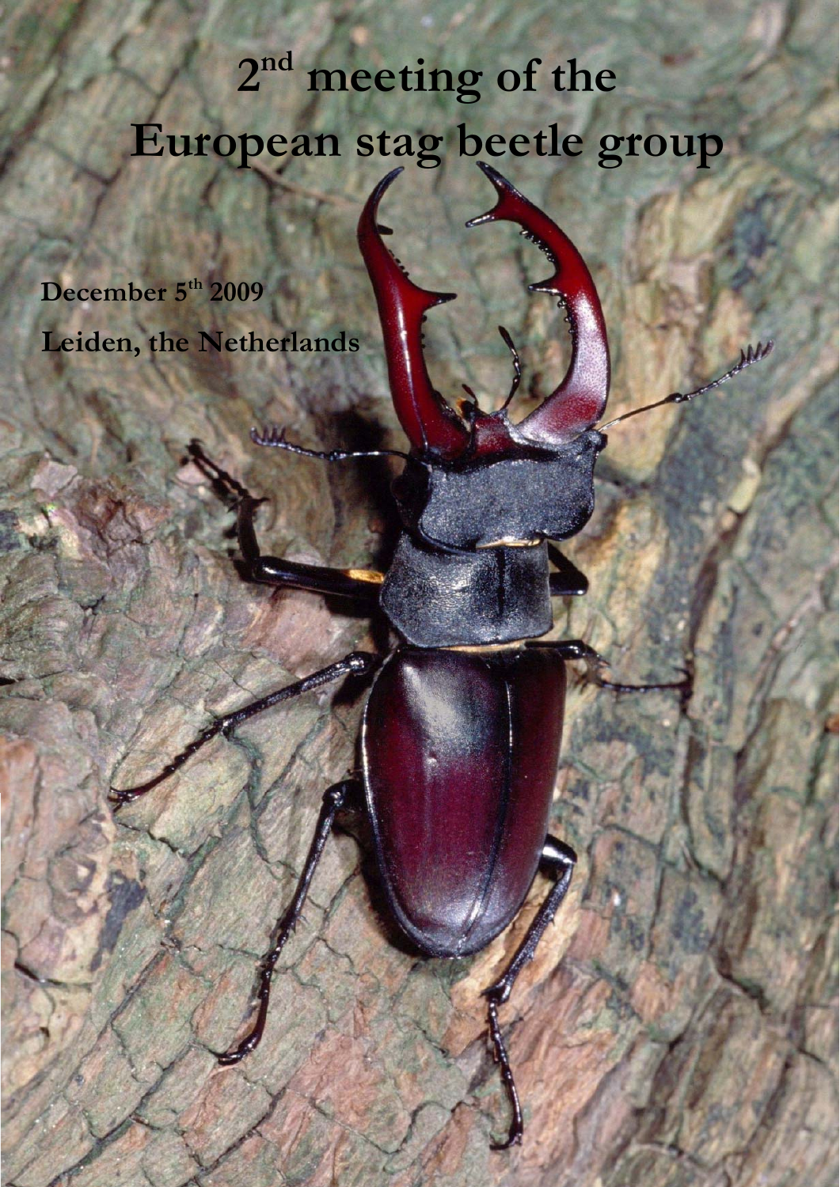# 2nd meeting of the European stag beetle group

**December 5th 2009**

**Leiden, the Netherlands**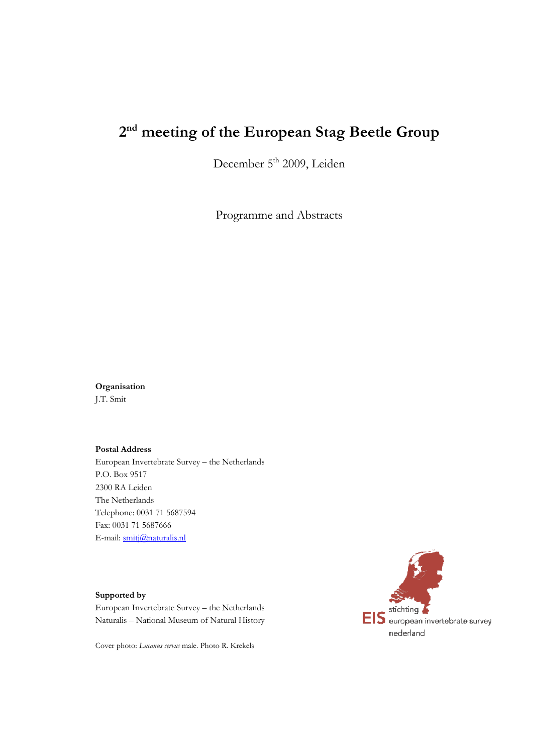# 2nd meeting of the European Stag Beetle Group

December 5th 2009, Leiden

Programme and Abstracts

**Organisation**
J.T. Smit

**Postal Address**
European Invertebrate Survey – the Netherlands
P.O. Box 9517
2300 RA Leiden
The Netherlands
Telephone: 0031 71 5687594
Fax: 0031 71 5687666
E-mail: smitj@naturalis.nl

**Supported by**
European Invertebrate Survey – the Netherlands
Naturalis – National Museum of Natural History

EIS stichting european invertebrate survey nederland

Cover photo: *Lucanus cervus* male. Photo R. Krekels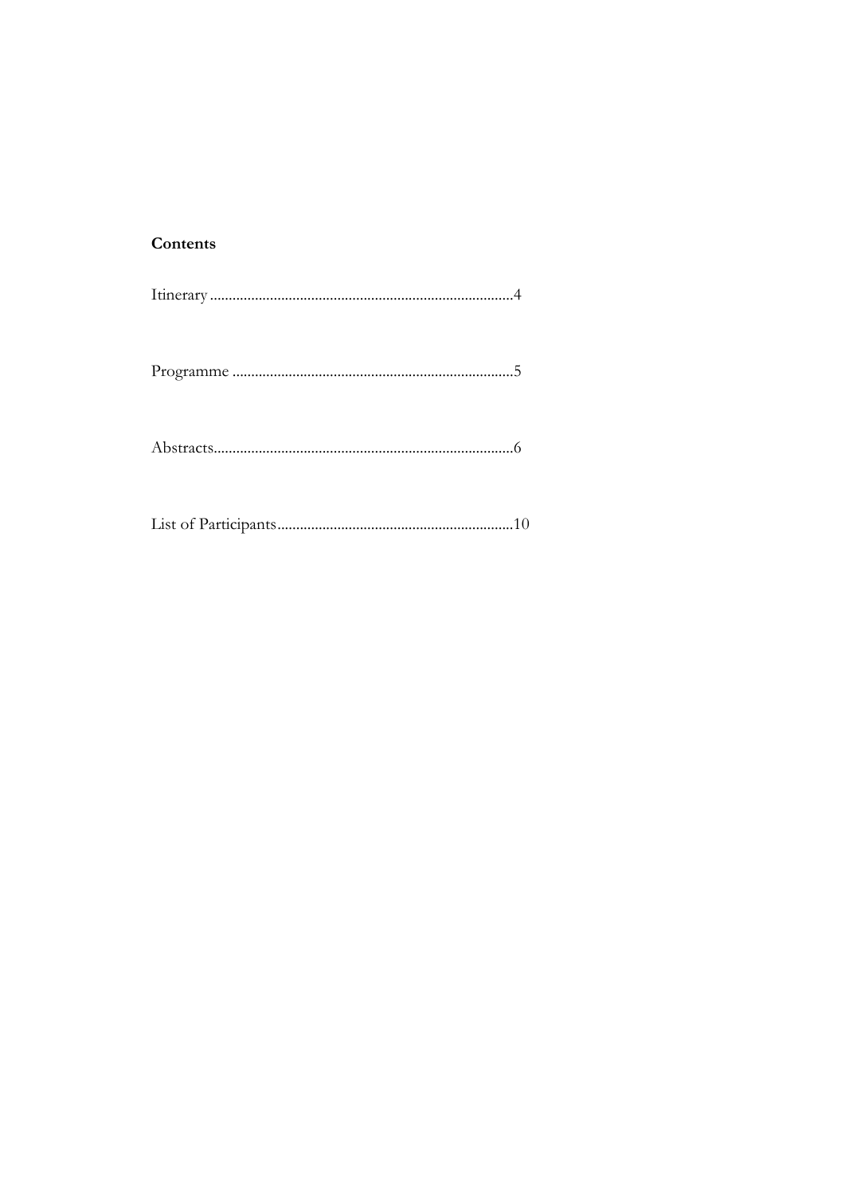**Contents**

Itinerary.................................................................................4

Programme ...........................................................................5

Abstracts................................................................................6

List of Participants...............................................................10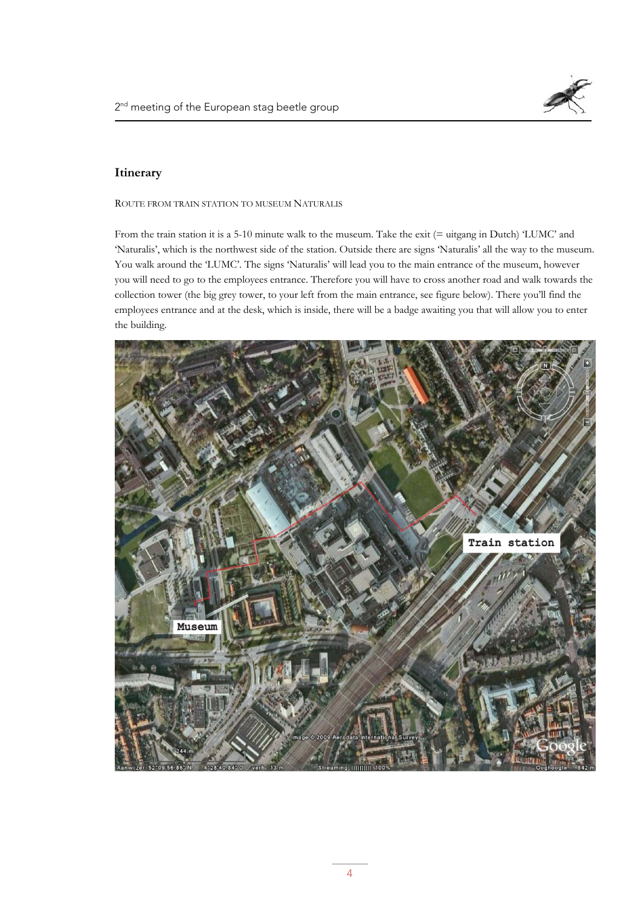## Itinerary

ROUTE FROM TRAIN STATION TO MUSEUM NATURALIS

From the train station it is a 5-10 minute walk to the museum. Take the exit (= uitgang in Dutch) 'LUMC' and 'Naturalis', which is the northwest side of the station. Outside there are signs 'Naturalis' all the way to the museum. You walk around the 'LUMC'. The signs 'Naturalis' will lead you to the main entrance of the museum, however you will need to go to the employees entrance. Therefore you will have to cross another road and walk towards the collection tower (the big grey tower, to your left from the main entrance, see figure below). There you'll find the employees entrance and at the desk, which is inside, there will be a badge awaiting you that will allow you to enter the building.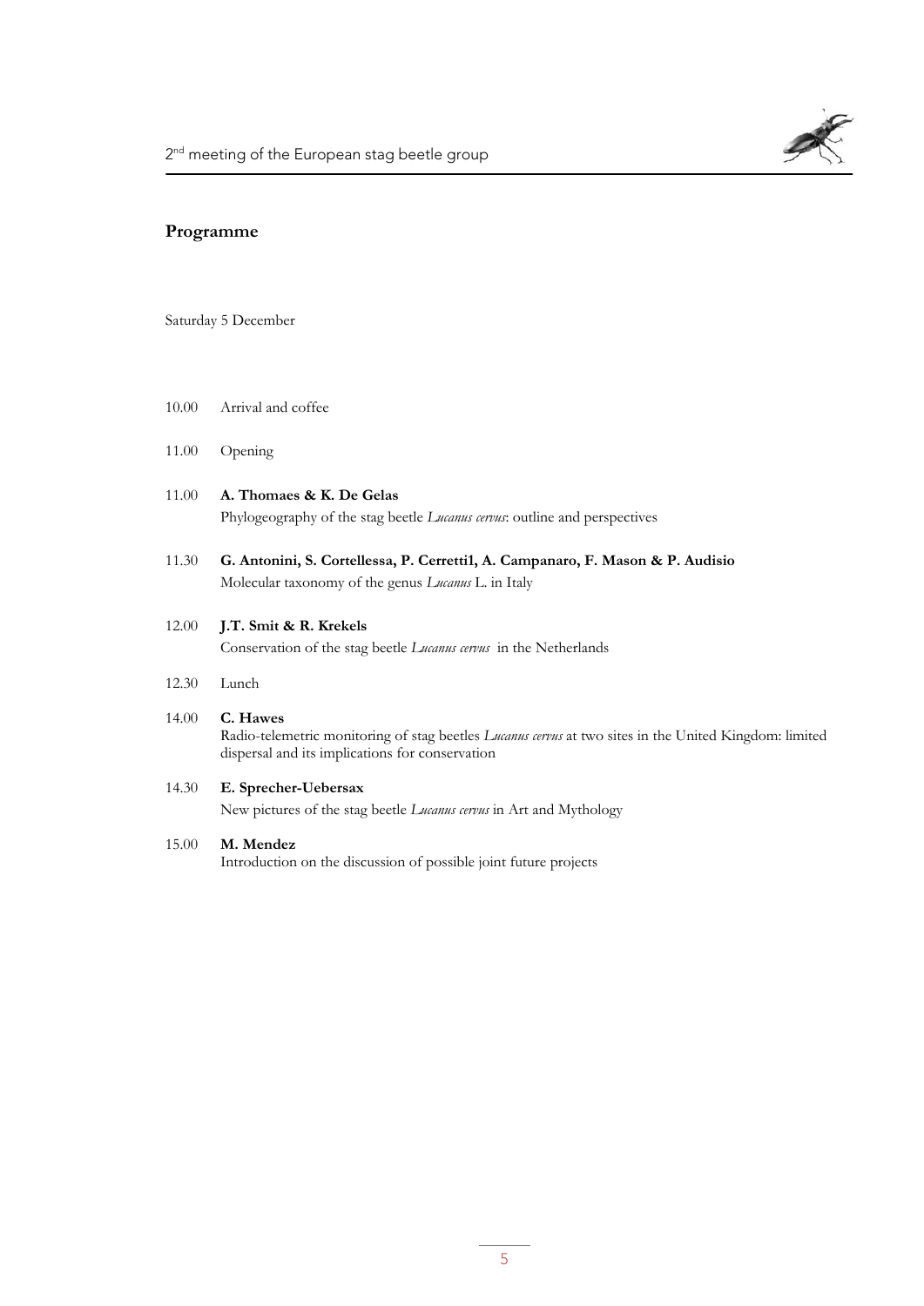## Programme

Saturday 5 December

10.00 Arrival and coffee

11.00 Opening

11.00 **A. Thomaes & K. De Gelas**
Phylogeography of the stag beetle *Lucanus cervus*: outline and perspectives

11.30 **G. Antonini, S. Cortellessa, P. Cerretti1, A. Campanaro, F. Mason & P. Audisio**
Molecular taxonomy of the genus *Lucanus* L. in Italy

12.00 **J.T. Smit & R. Krekels**
Conservation of the stag beetle *Lucanus cervus* in the Netherlands

12.30 Lunch

14.00 **C. Hawes**
Radio-telemetric monitoring of stag beetles *Lucanus cervus* at two sites in the United Kingdom: limited dispersal and its implications for conservation

14.30 **E. Sprecher-Uebersax**
New pictures of the stag beetle *Lucanus cervus* in Art and Mythology

15.00 **M. Mendez**
Introduction on the discussion of possible joint future projects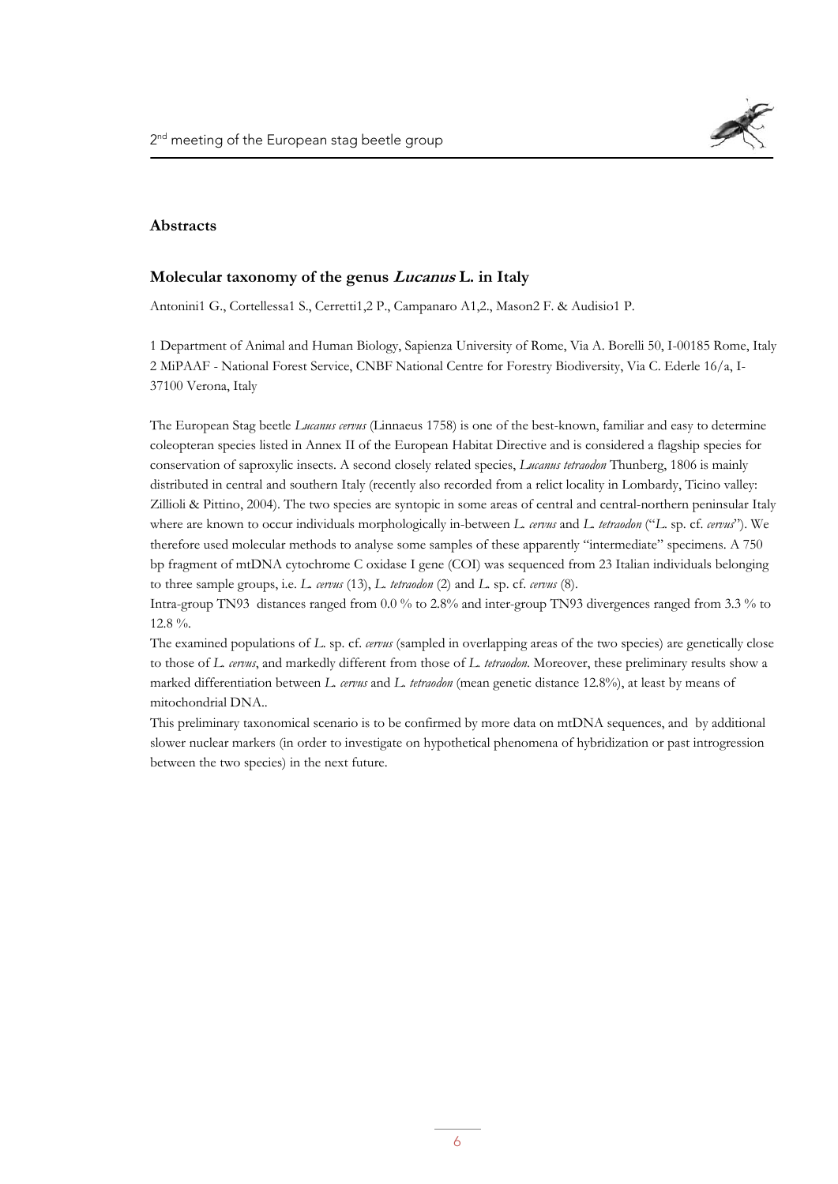## Abstracts

### Molecular taxonomy of the genus *Lucanus* L. in Italy

Antonini1 G., Cortellessa1 S., Cerretti1,2 P., Campanaro A1,2., Mason2 F. & Audisio1 P.

1 Department of Animal and Human Biology, Sapienza University of Rome, Via A. Borelli 50, I-00185 Rome, Italy
2 MiPAAF - National Forest Service, CNBF National Centre for Forestry Biodiversity, Via C. Ederle 16/a, I-37100 Verona, Italy

The European Stag beetle *Lucanus cervus* (Linnaeus 1758) is one of the best-known, familiar and easy to determine coleopteran species listed in Annex II of the European Habitat Directive and is considered a flagship species for conservation of saproxylic insects. A second closely related species, *Lucanus tetraodon* Thunberg, 1806 is mainly distributed in central and southern Italy (recently also recorded from a relict locality in Lombardy, Ticino valley: Zillioli & Pittino, 2004). The two species are syntopic in some areas of central and central-northern peninsular Italy where are known to occur individuals morphologically in-between *L. cervus* and *L. tetraodon* ("*L.* sp. cf. *cervus*"). We therefore used molecular methods to analyse some samples of these apparently "intermediate" specimens. A 750 bp fragment of mtDNA cytochrome C oxidase I gene (COI) was sequenced from 23 Italian individuals belonging to three sample groups, i.e. *L. cervus* (13), *L. tetraodon* (2) and *L.* sp. cf. *cervus* (8).

Intra-group TN93 distances ranged from 0.0 % to 2.8% and inter-group TN93 divergences ranged from 3.3 % to 12.8 %.

The examined populations of *L.* sp. cf. *cervus* (sampled in overlapping areas of the two species) are genetically close to those of *L. cervus*, and markedly different from those of *L. tetraodon*. Moreover, these preliminary results show a marked differentiation between *L. cervus* and *L. tetraodon* (mean genetic distance 12.8%), at least by means of mitochondrial DNA..

This preliminary taxonomical scenario is to be confirmed by more data on mtDNA sequences, and by additional slower nuclear markers (in order to investigate on hypothetical phenomena of hybridization or past introgression between the two species) in the next future.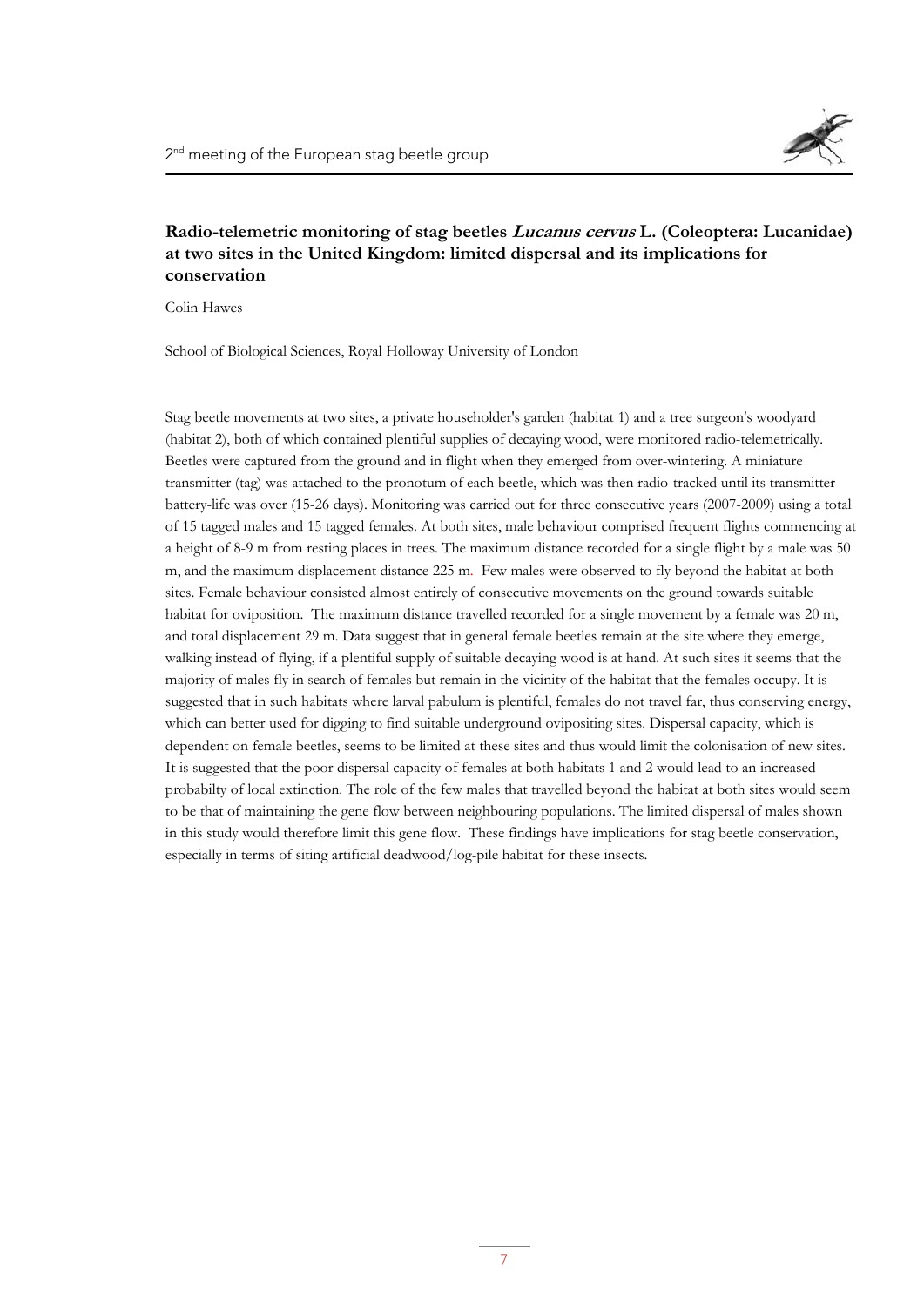## Radio-telemetric monitoring of stag beetles *Lucanus cervus* L. (Coleoptera: Lucanidae) at two sites in the United Kingdom: limited dispersal and its implications for conservation

Colin Hawes

School of Biological Sciences, Royal Holloway University of London

Stag beetle movements at two sites, a private householder's garden (habitat 1) and a tree surgeon's woodyard (habitat 2), both of which contained plentiful supplies of decaying wood, were monitored radio-telemetrically. Beetles were captured from the ground and in flight when they emerged from over-wintering. A miniature transmitter (tag) was attached to the pronotum of each beetle, which was then radio-tracked until its transmitter battery-life was over (15-26 days). Monitoring was carried out for three consecutive years (2007-2009) using a total of 15 tagged males and 15 tagged females. At both sites, male behaviour comprised frequent flights commencing at a height of 8-9 m from resting places in trees. The maximum distance recorded for a single flight by a male was 50 m, and the maximum displacement distance 225 m. Few males were observed to fly beyond the habitat at both sites. Female behaviour consisted almost entirely of consecutive movements on the ground towards suitable habitat for oviposition. The maximum distance travelled recorded for a single movement by a female was 20 m, and total displacement 29 m. Data suggest that in general female beetles remain at the site where they emerge, walking instead of flying, if a plentiful supply of suitable decaying wood is at hand. At such sites it seems that the majority of males fly in search of females but remain in the vicinity of the habitat that the females occupy. It is suggested that in such habitats where larval pabulum is plentiful, females do not travel far, thus conserving energy, which can better used for digging to find suitable underground ovipositing sites. Dispersal capacity, which is dependent on female beetles, seems to be limited at these sites and thus would limit the colonisation of new sites. It is suggested that the poor dispersal capacity of females at both habitats 1 and 2 would lead to an increased probabilty of local extinction. The role of the few males that travelled beyond the habitat at both sites would seem to be that of maintaining the gene flow between neighbouring populations. The limited dispersal of males shown in this study would therefore limit this gene flow. These findings have implications for stag beetle conservation, especially in terms of siting artificial deadwood/log-pile habitat for these insects.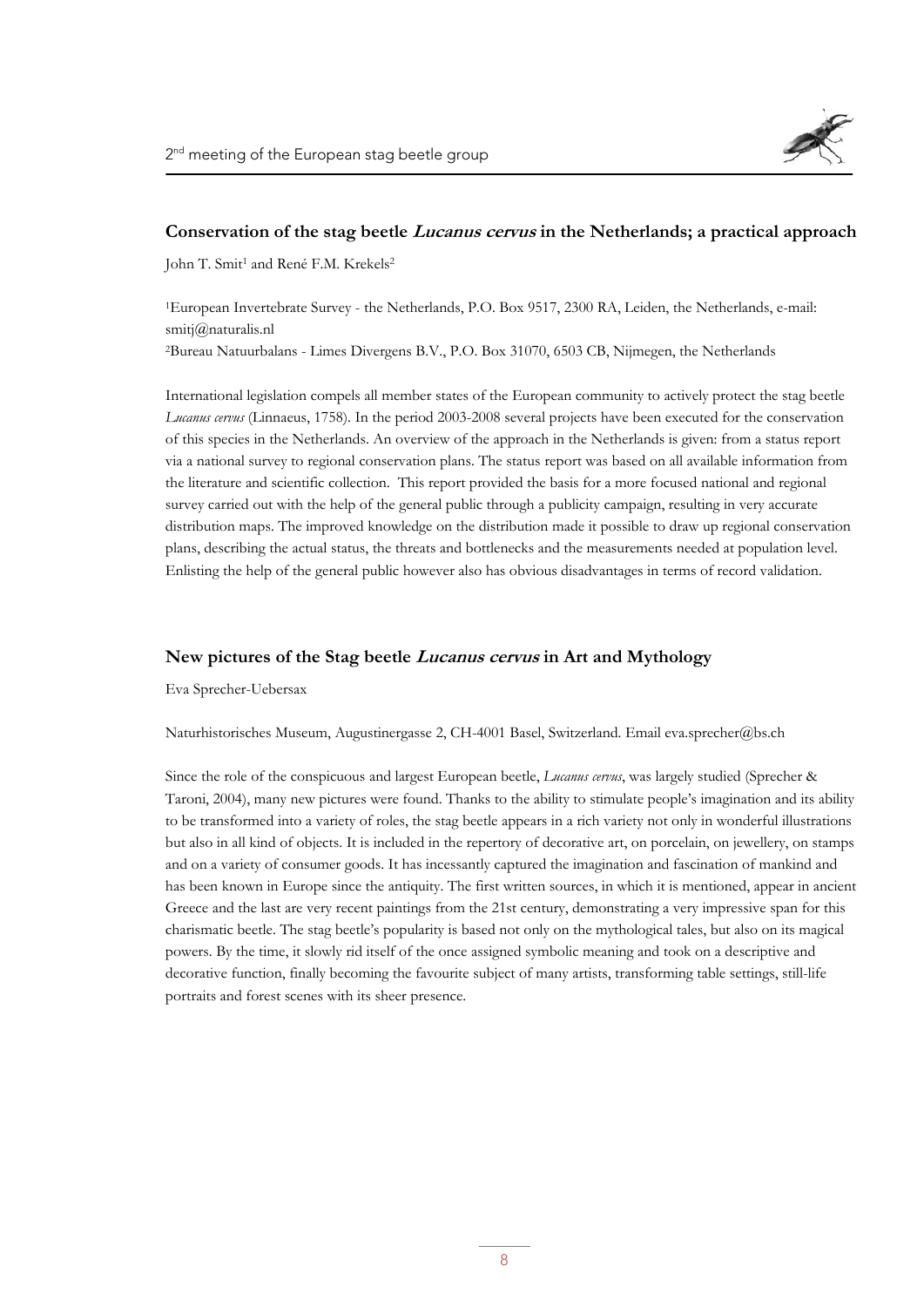## Conservation of the stag beetle *Lucanus cervus* in the Netherlands; a practical approach

John T. Smit[1] and René F.M. Krekels[2]

[1]European Invertebrate Survey - the Netherlands, P.O. Box 9517, 2300 RA, Leiden, the Netherlands, e-mail: smitj@naturalis.nl

[2]Bureau Natuurbalans - Limes Divergens B.V., P.O. Box 31070, 6503 CB, Nijmegen, the Netherlands

International legislation compels all member states of the European community to actively protect the stag beetle *Lucanus cervus* (Linnaeus, 1758). In the period 2003-2008 several projects have been executed for the conservation of this species in the Netherlands. An overview of the approach in the Netherlands is given: from a status report via a national survey to regional conservation plans. The status report was based on all available information from the literature and scientific collection. This report provided the basis for a more focused national and regional survey carried out with the help of the general public through a publicity campaign, resulting in very accurate distribution maps. The improved knowledge on the distribution made it possible to draw up regional conservation plans, describing the actual status, the threats and bottlenecks and the measurements needed at population level. Enlisting the help of the general public however also has obvious disadvantages in terms of record validation.

## New pictures of the Stag beetle *Lucanus cervus* in Art and Mythology

Eva Sprecher-Uebersax

Naturhistorisches Museum, Augustinergasse 2, CH-4001 Basel, Switzerland. Email eva.sprecher@bs.ch

Since the role of the conspicuous and largest European beetle, *Lucanus cervus*, was largely studied (Sprecher & Taroni, 2004), many new pictures were found. Thanks to the ability to stimulate people's imagination and its ability to be transformed into a variety of roles, the stag beetle appears in a rich variety not only in wonderful illustrations but also in all kind of objects. It is included in the repertory of decorative art, on porcelain, on jewellery, on stamps and on a variety of consumer goods. It has incessantly captured the imagination and fascination of mankind and has been known in Europe since the antiquity. The first written sources, in which it is mentioned, appear in ancient Greece and the last are very recent paintings from the 21st century, demonstrating a very impressive span for this charismatic beetle. The stag beetle's popularity is based not only on the mythological tales, but also on its magical powers. By the time, it slowly rid itself of the once assigned symbolic meaning and took on a descriptive and decorative function, finally becoming the favourite subject of many artists, transforming table settings, still-life portraits and forest scenes with its sheer presence.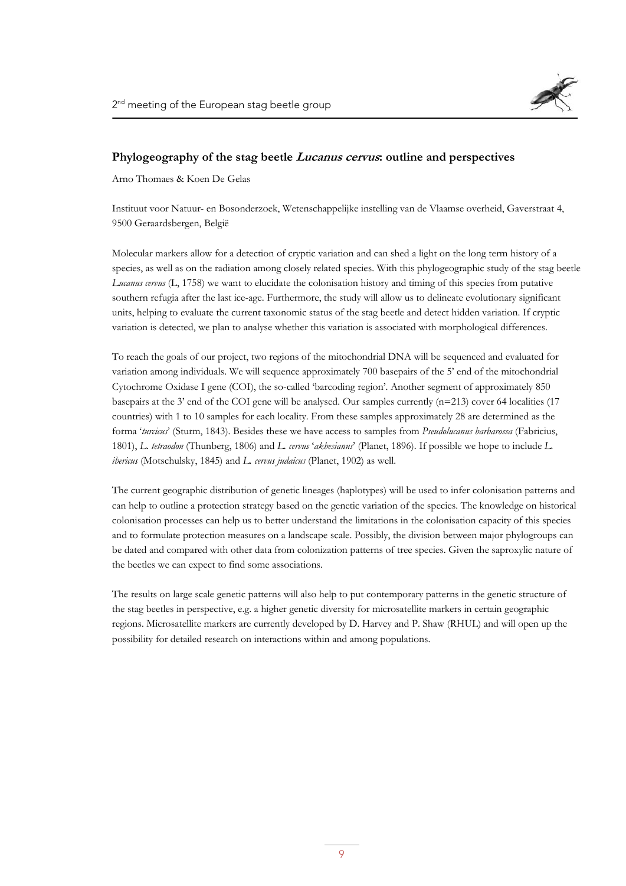## Phylogeography of the stag beetle *Lucanus cervus*: outline and perspectives

Arno Thomaes & Koen De Gelas

Instituut voor Natuur- en Bosonderzoek, Wetenschappelijke instelling van de Vlaamse overheid, Gaverstraat 4, 9500 Geraardsbergen, België

Molecular markers allow for a detection of cryptic variation and can shed a light on the long term history of a species, as well as on the radiation among closely related species. With this phylogeographic study of the stag beetle *Lucanus cervus* (L, 1758) we want to elucidate the colonisation history and timing of this species from putative southern refugia after the last ice-age. Furthermore, the study will allow us to delineate evolutionary significant units, helping to evaluate the current taxonomic status of the stag beetle and detect hidden variation. If cryptic variation is detected, we plan to analyse whether this variation is associated with morphological differences.

To reach the goals of our project, two regions of the mitochondrial DNA will be sequenced and evaluated for variation among individuals. We will sequence approximately 700 basepairs of the 5' end of the mitochondrial Cytochrome Oxidase I gene (COI), the so-called 'barcoding region'. Another segment of approximately 850 basepairs at the 3' end of the COI gene will be analysed. Our samples currently (n=213) cover 64 localities (17 countries) with 1 to 10 samples for each locality. From these samples approximately 28 are determined as the forma '*turcicus*' (Sturm, 1843). Besides these we have access to samples from *Pseudolucanus barbarossa* (Fabricius, 1801), *L. tetraodon* (Thunberg, 1806) and *L. cervus* '*akbesianus*' (Planet, 1896). If possible we hope to include *L. ibericus* (Motschulsky, 1845) and *L. cervus judaicus* (Planet, 1902) as well.

The current geographic distribution of genetic lineages (haplotypes) will be used to infer colonisation patterns and can help to outline a protection strategy based on the genetic variation of the species. The knowledge on historical colonisation processes can help us to better understand the limitations in the colonisation capacity of this species and to formulate protection measures on a landscape scale. Possibly, the division between major phylogroups can be dated and compared with other data from colonization patterns of tree species. Given the saproxylic nature of the beetles we can expect to find some associations.

The results on large scale genetic patterns will also help to put contemporary patterns in the genetic structure of the stag beetles in perspective, e.g. a higher genetic diversity for microsatellite markers in certain geographic regions. Microsatellite markers are currently developed by D. Harvey and P. Shaw (RHUL) and will open up the possibility for detailed research on interactions within and among populations.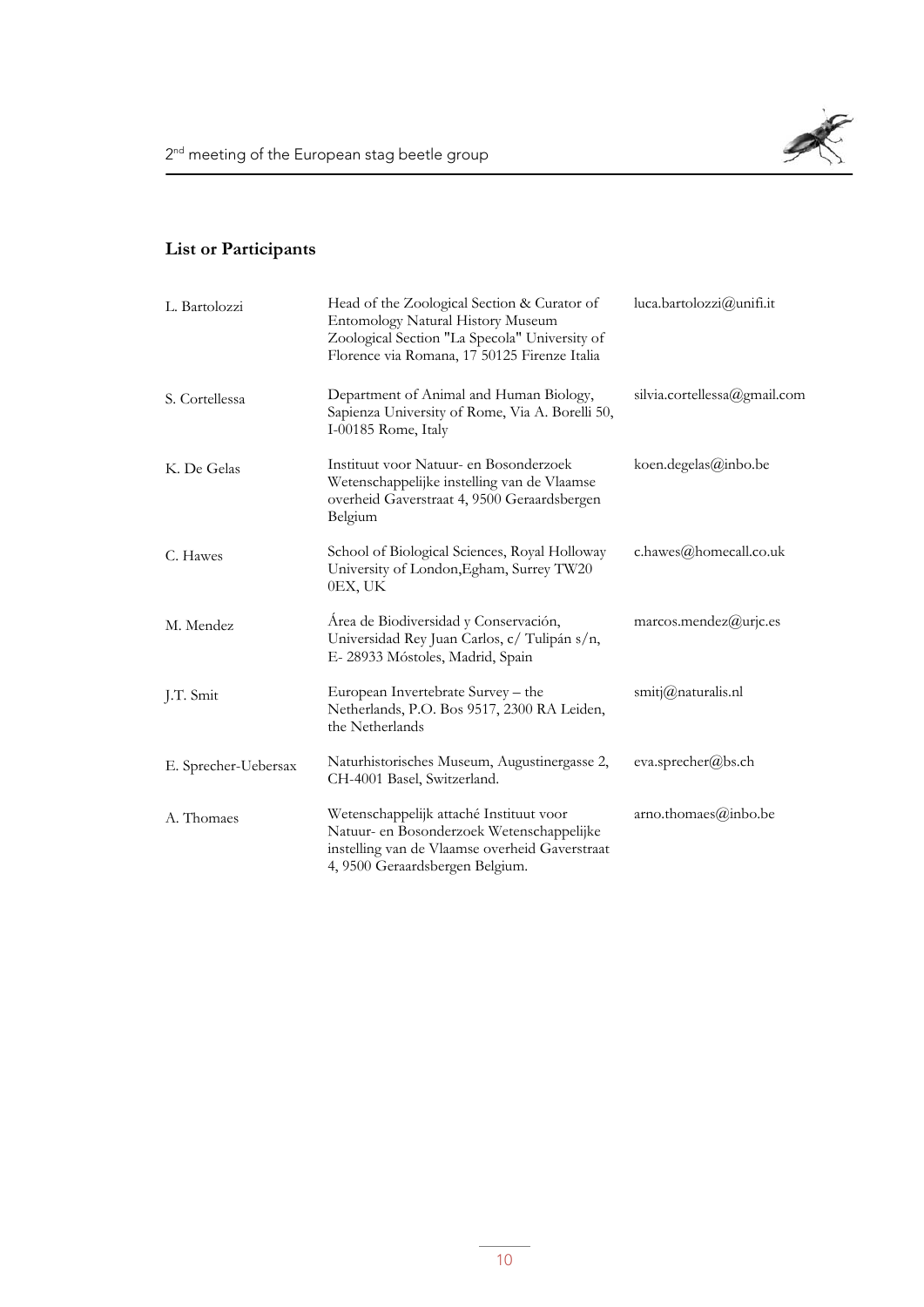## List or Participants

| | | |
|---|---|---|
| L. Bartolozzi | Head of the Zoological Section & Curator of Entomology Natural History Museum Zoological Section "La Specola" University of Florence via Romana, 17 50125 Firenze Italia | luca.bartolozzi@unifi.it |
| S. Cortellessa | Department of Animal and Human Biology, Sapienza University of Rome, Via A. Borelli 50, I-00185 Rome, Italy | silvia.cortellessa@gmail.com |
| K. De Gelas | Instituut voor Natuur- en Bosonderzoek Wetenschappelijke instelling van de Vlaamse overheid Gaverstraat 4, 9500 Geraardsbergen Belgium | koen.degelas@inbo.be |
| C. Hawes | School of Biological Sciences, Royal Holloway University of London,Egham, Surrey TW20 0EX, UK | c.hawes@homecall.co.uk |
| M. Mendez | Área de Biodiversidad y Conservación, Universidad Rey Juan Carlos, c/ Tulipán s/n, E- 28933 Móstoles, Madrid, Spain | marcos.mendez@urjc.es |
| J.T. Smit | European Invertebrate Survey – the Netherlands, P.O. Bos 9517, 2300 RA Leiden, the Netherlands | smitj@naturalis.nl |
| E. Sprecher-Uebersax | Naturhistorisches Museum, Augustinergasse 2, CH-4001 Basel, Switzerland. | eva.sprecher@bs.ch |
| A. Thomaes | Wetenschappelijk attaché Instituut voor Natuur- en Bosonderzoek Wetenschappelijke instelling van de Vlaamse overheid Gaverstraat 4, 9500 Geraardsbergen Belgium. | arno.thomaes@inbo.be |